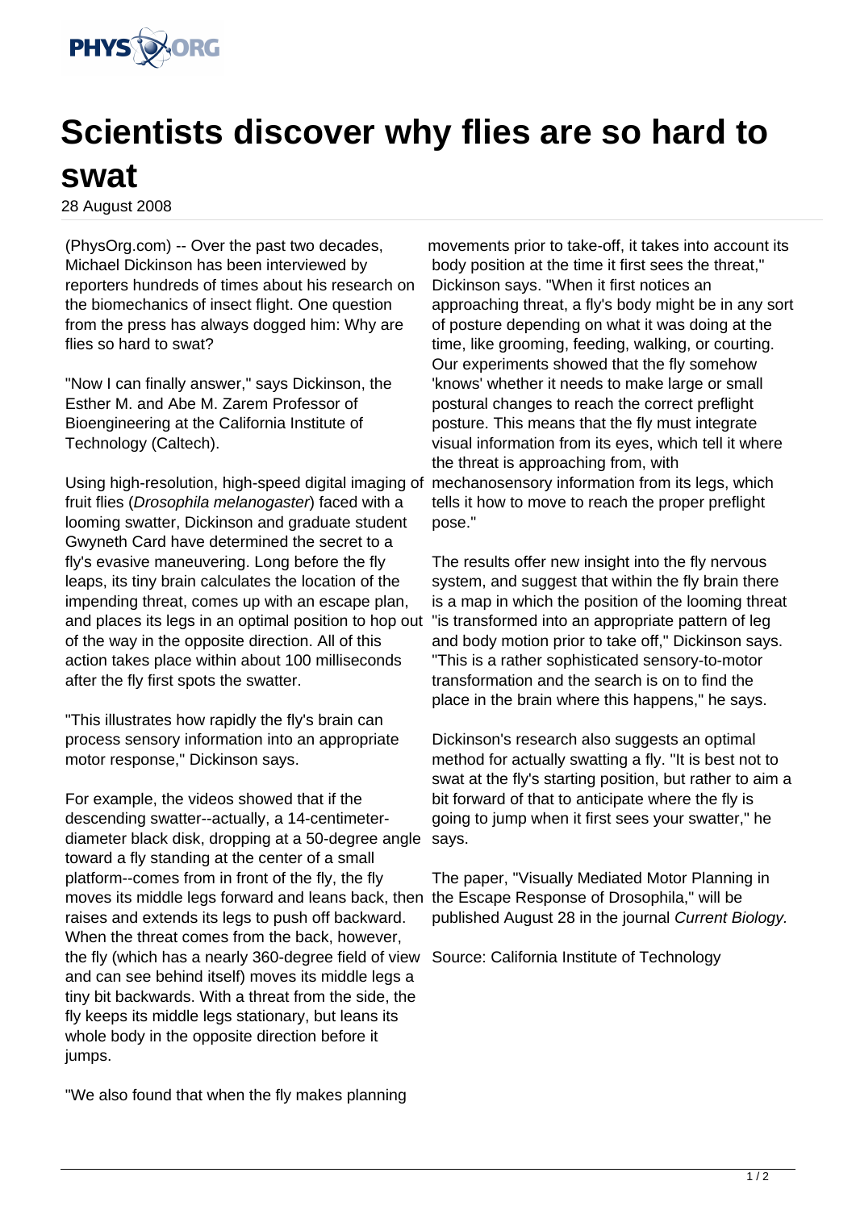# Scientists discover why flies are so hard to swat

28 August 2008

(PhysOrg.com) -- Over the past two decades, Michael Dickinson has been interviewed by reporters hundreds of times about his research on the biomechanics of insect flight. One question from the press has always dogged him: Why are flies so hard to swat?

"Now I can finally answer," says Dickinson, the Esther M. and Abe M. Zarem Professor of Bioengineering at the California Institute of Technology (Caltech).

Using high-resolution, high-speed digital imaging of fruit flies (*Drosophila melanogaster*) faced with a looming swatter, Dickinson and graduate student Gwyneth Card have determined the secret to a fly's evasive maneuvering. Long before the fly leaps, its tiny brain calculates the location of the impending threat, comes up with an escape plan, and places its legs in an optimal position to hop out of the way in the opposite direction. All of this action takes place within about 100 milliseconds after the fly first spots the swatter.

"This illustrates how rapidly the fly's brain can process sensory information into an appropriate motor response," Dickinson says.

For example, the videos showed that if the descending swatter--actually, a 14-centimeter-diameter black disk, dropping at a 50-degree angle toward a fly standing at the center of a small platform--comes from in front of the fly, the fly moves its middle legs forward and leans back, then raises and extends its legs to push off backward. When the threat comes from the back, however, the fly (which has a nearly 360-degree field of view and can see behind itself) moves its middle legs a tiny bit backwards. With a threat from the side, the fly keeps its middle legs stationary, but leans its whole body in the opposite direction before it jumps.

"We also found that when the fly makes planning movements prior to take-off, it takes into account its body position at the time it first sees the threat," Dickinson says. "When it first notices an approaching threat, a fly's body might be in any sort of posture depending on what it was doing at the time, like grooming, feeding, walking, or courting. Our experiments showed that the fly somehow 'knows' whether it needs to make large or small postural changes to reach the correct preflight posture. This means that the fly must integrate visual information from its eyes, which tell it where the threat is approaching from, with mechanosensory information from its legs, which tells it how to move to reach the proper preflight pose."

The results offer new insight into the fly nervous system, and suggest that within the fly brain there is a map in which the position of the looming threat "is transformed into an appropriate pattern of leg and body motion prior to take off," Dickinson says. "This is a rather sophisticated sensory-to-motor transformation and the search is on to find the place in the brain where this happens," he says.

Dickinson's research also suggests an optimal method for actually swatting a fly. "It is best not to swat at the fly's starting position, but rather to aim a bit forward of that to anticipate where the fly is going to jump when it first sees your swatter," he says.

The paper, "Visually Mediated Motor Planning in the Escape Response of Drosophila," will be published August 28 in the journal *Current Biology.*

Source: California Institute of Technology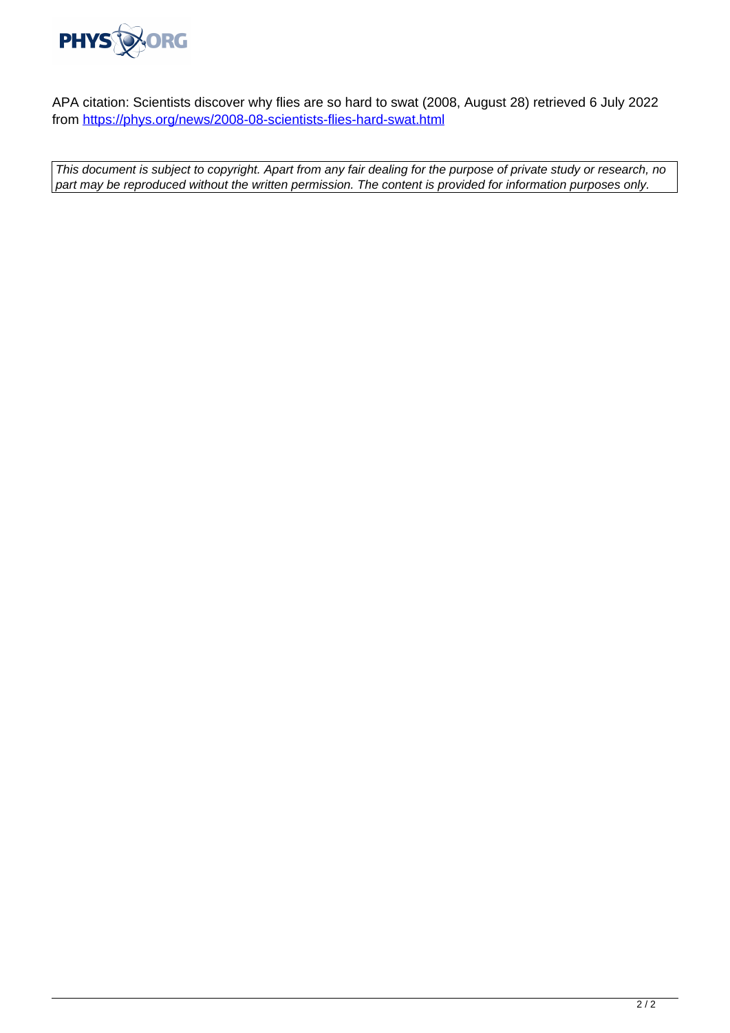APA citation: Scientists discover why flies are so hard to swat (2008, August 28) retrieved 6 July 2022 from https://phys.org/news/2008-08-scientists-flies-hard-swat.html

*This document is subject to copyright. Apart from any fair dealing for the purpose of private study or research, no part may be reproduced without the written permission. The content is provided for information purposes only.*